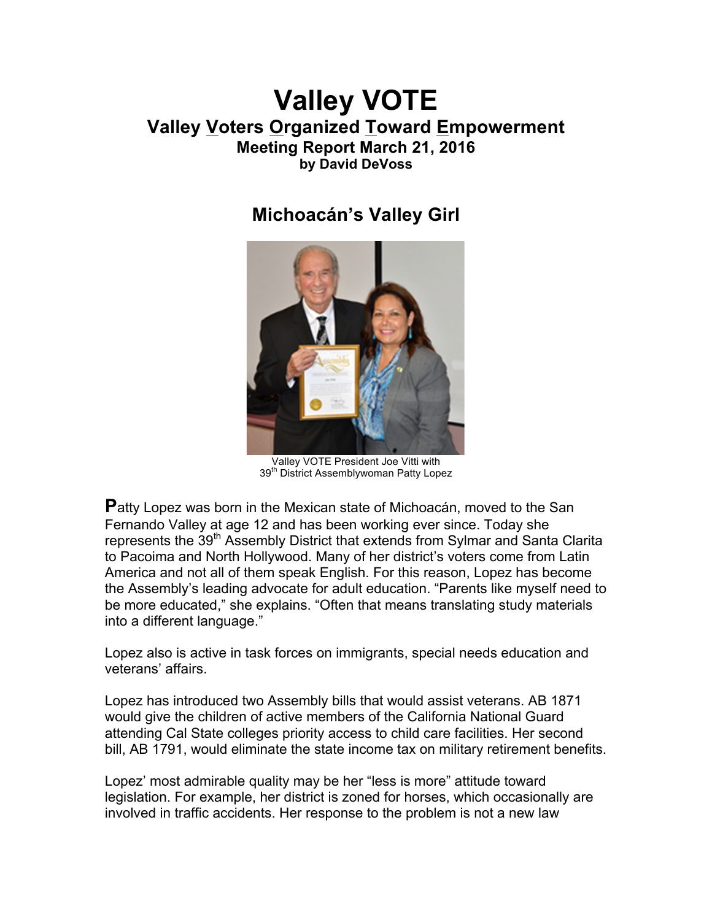# Valley VOTE

## Valley Voters Organized Toward Empowerment

### Meeting Report March 21, 2016

**by David DeVoss**

## Michoacán's Valley Girl

Valley VOTE President Joe Vitti with
39th District Assemblywoman Patty Lopez

**P**atty Lopez was born in the Mexican state of Michoacán, moved to the San Fernando Valley at age 12 and has been working ever since. Today she represents the 39th Assembly District that extends from Sylmar and Santa Clarita to Pacoima and North Hollywood. Many of her district's voters come from Latin America and not all of them speak English. For this reason, Lopez has become the Assembly's leading advocate for adult education. "Parents like myself need to be more educated," she explains. "Often that means translating study materials into a different language."

Lopez also is active in task forces on immigrants, special needs education and veterans' affairs.

Lopez has introduced two Assembly bills that would assist veterans. AB 1871 would give the children of active members of the California National Guard attending Cal State colleges priority access to child care facilities. Her second bill, AB 1791, would eliminate the state income tax on military retirement benefits.

Lopez' most admirable quality may be her "less is more" attitude toward legislation. For example, her district is zoned for horses, which occasionally are involved in traffic accidents. Her response to the problem is not a new law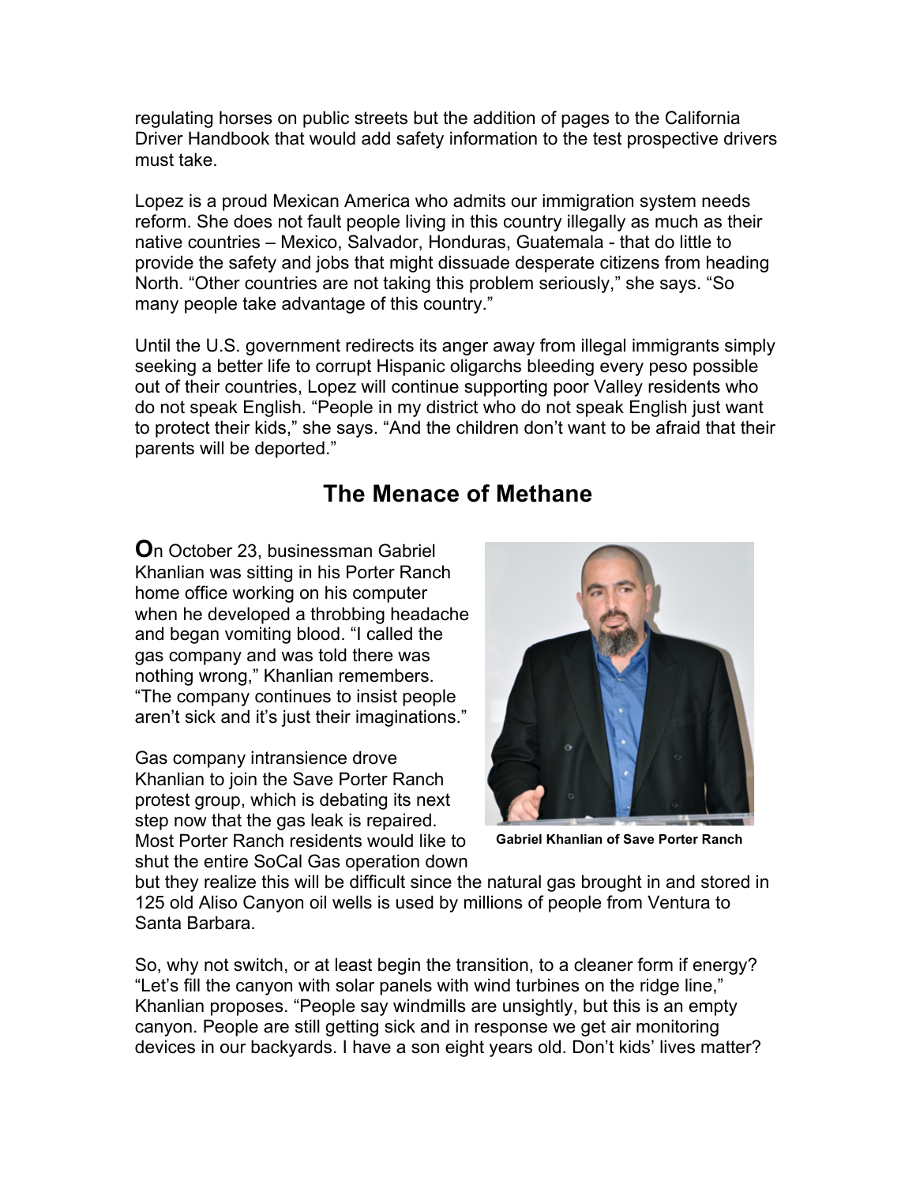regulating horses on public streets but the addition of pages to the California Driver Handbook that would add safety information to the test prospective drivers must take.

Lopez is a proud Mexican America who admits our immigration system needs reform. She does not fault people living in this country illegally as much as their native countries – Mexico, Salvador, Honduras, Guatemala - that do little to provide the safety and jobs that might dissuade desperate citizens from heading North. "Other countries are not taking this problem seriously," she says. "So many people take advantage of this country."

Until the U.S. government redirects its anger away from illegal immigrants simply seeking a better life to corrupt Hispanic oligarchs bleeding every peso possible out of their countries, Lopez will continue supporting poor Valley residents who do not speak English. "People in my district who do not speak English just want to protect their kids," she says. "And the children don't want to be afraid that their parents will be deported."

## The Menace of Methane

**O**n October 23, businessman Gabriel Khanlian was sitting in his Porter Ranch home office working on his computer when he developed a throbbing headache and began vomiting blood. "I called the gas company and was told there was nothing wrong," Khanlian remembers. "The company continues to insist people aren't sick and it's just their imaginations."

**Gabriel Khanlian of Save Porter Ranch**

Gas company intransience drove Khanlian to join the Save Porter Ranch protest group, which is debating its next step now that the gas leak is repaired. Most Porter Ranch residents would like to shut the entire SoCal Gas operation down but they realize this will be difficult since the natural gas brought in and stored in 125 old Aliso Canyon oil wells is used by millions of people from Ventura to Santa Barbara.

So, why not switch, or at least begin the transition, to a cleaner form if energy? "Let's fill the canyon with solar panels with wind turbines on the ridge line," Khanlian proposes. "People say windmills are unsightly, but this is an empty canyon. People are still getting sick and in response we get air monitoring devices in our backyards. I have a son eight years old. Don't kids' lives matter?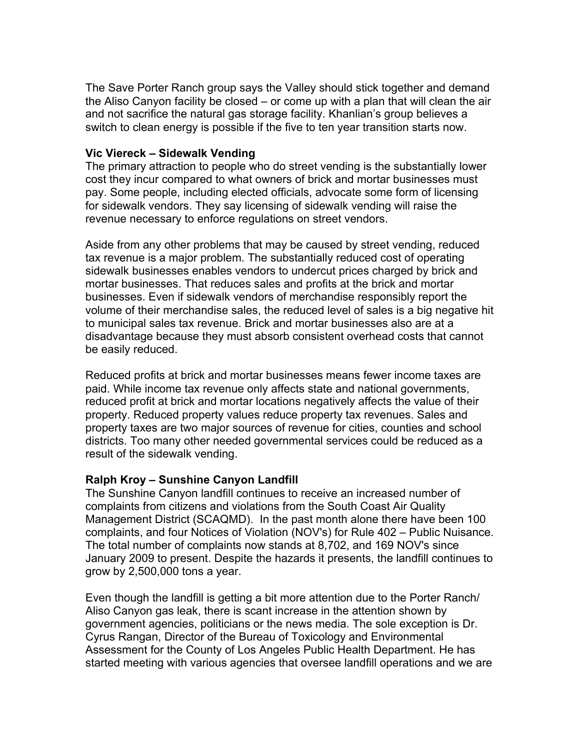The Save Porter Ranch group says the Valley should stick together and demand the Aliso Canyon facility be closed – or come up with a plan that will clean the air and not sacrifice the natural gas storage facility. Khanlian's group believes a switch to clean energy is possible if the five to ten year transition starts now.

**Vic Viereck – Sidewalk Vending**

The primary attraction to people who do street vending is the substantially lower cost they incur compared to what owners of brick and mortar businesses must pay. Some people, including elected officials, advocate some form of licensing for sidewalk vendors. They say licensing of sidewalk vending will raise the revenue necessary to enforce regulations on street vendors.

Aside from any other problems that may be caused by street vending, reduced tax revenue is a major problem. The substantially reduced cost of operating sidewalk businesses enables vendors to undercut prices charged by brick and mortar businesses. That reduces sales and profits at the brick and mortar businesses. Even if sidewalk vendors of merchandise responsibly report the volume of their merchandise sales, the reduced level of sales is a big negative hit to municipal sales tax revenue. Brick and mortar businesses also are at a disadvantage because they must absorb consistent overhead costs that cannot be easily reduced.

Reduced profits at brick and mortar businesses means fewer income taxes are paid. While income tax revenue only affects state and national governments, reduced profit at brick and mortar locations negatively affects the value of their property. Reduced property values reduce property tax revenues. Sales and property taxes are two major sources of revenue for cities, counties and school districts. Too many other needed governmental services could be reduced as a result of the sidewalk vending.

**Ralph Kroy – Sunshine Canyon Landfill**

The Sunshine Canyon landfill continues to receive an increased number of complaints from citizens and violations from the South Coast Air Quality Management District (SCAQMD). In the past month alone there have been 100 complaints, and four Notices of Violation (NOV's) for Rule 402 – Public Nuisance. The total number of complaints now stands at 8,702, and 169 NOV's since January 2009 to present. Despite the hazards it presents, the landfill continues to grow by 2,500,000 tons a year.

Even though the landfill is getting a bit more attention due to the Porter Ranch/ Aliso Canyon gas leak, there is scant increase in the attention shown by government agencies, politicians or the news media. The sole exception is Dr. Cyrus Rangan, Director of the Bureau of Toxicology and Environmental Assessment for the County of Los Angeles Public Health Department. He has started meeting with various agencies that oversee landfill operations and we are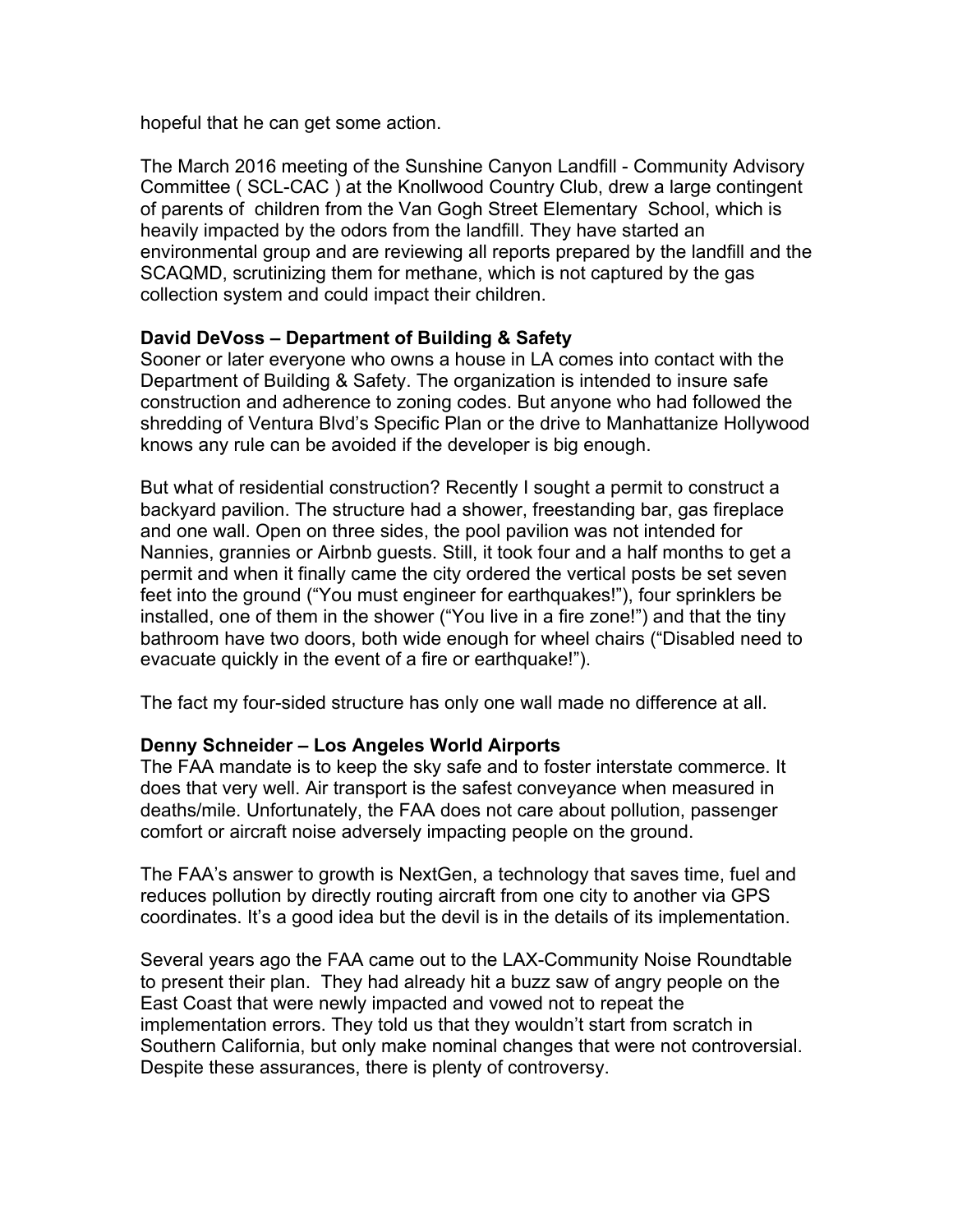hopeful that he can get some action.

The March 2016 meeting of the Sunshine Canyon Landfill - Community Advisory Committee ( SCL-CAC ) at the Knollwood Country Club, drew a large contingent of parents of children from the Van Gogh Street Elementary School, which is heavily impacted by the odors from the landfill. They have started an environmental group and are reviewing all reports prepared by the landfill and the SCAQMD, scrutinizing them for methane, which is not captured by the gas collection system and could impact their children.

**David DeVoss – Department of Building & Safety**
Sooner or later everyone who owns a house in LA comes into contact with the Department of Building & Safety. The organization is intended to insure safe construction and adherence to zoning codes. But anyone who had followed the shredding of Ventura Blvd's Specific Plan or the drive to Manhattanize Hollywood knows any rule can be avoided if the developer is big enough.

But what of residential construction? Recently I sought a permit to construct a backyard pavilion. The structure had a shower, freestanding bar, gas fireplace and one wall. Open on three sides, the pool pavilion was not intended for Nannies, grannies or Airbnb guests. Still, it took four and a half months to get a permit and when it finally came the city ordered the vertical posts be set seven feet into the ground ("You must engineer for earthquakes!"), four sprinklers be installed, one of them in the shower ("You live in a fire zone!") and that the tiny bathroom have two doors, both wide enough for wheel chairs ("Disabled need to evacuate quickly in the event of a fire or earthquake!").

The fact my four-sided structure has only one wall made no difference at all.

**Denny Schneider – Los Angeles World Airports**
The FAA mandate is to keep the sky safe and to foster interstate commerce. It does that very well. Air transport is the safest conveyance when measured in deaths/mile. Unfortunately, the FAA does not care about pollution, passenger comfort or aircraft noise adversely impacting people on the ground.

The FAA's answer to growth is NextGen, a technology that saves time, fuel and reduces pollution by directly routing aircraft from one city to another via GPS coordinates. It's a good idea but the devil is in the details of its implementation.

Several years ago the FAA came out to the LAX-Community Noise Roundtable to present their plan. They had already hit a buzz saw of angry people on the East Coast that were newly impacted and vowed not to repeat the implementation errors. They told us that they wouldn't start from scratch in Southern California, but only make nominal changes that were not controversial. Despite these assurances, there is plenty of controversy.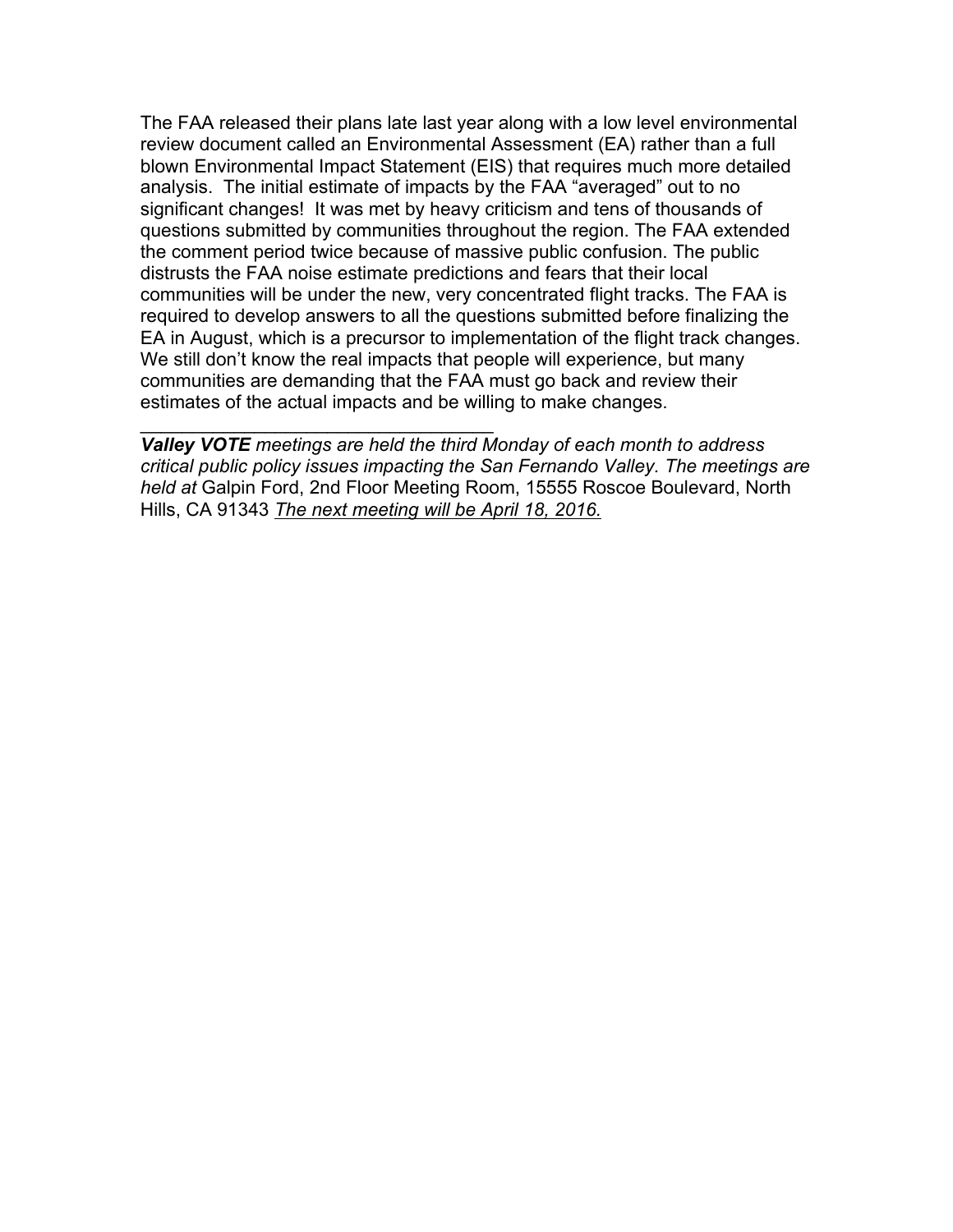The FAA released their plans late last year along with a low level environmental review document called an Environmental Assessment (EA) rather than a full blown Environmental Impact Statement (EIS) that requires much more detailed analysis. The initial estimate of impacts by the FAA "averaged" out to no significant changes! It was met by heavy criticism and tens of thousands of questions submitted by communities throughout the region. The FAA extended the comment period twice because of massive public confusion. The public distrusts the FAA noise estimate predictions and fears that their local communities will be under the new, very concentrated flight tracks. The FAA is required to develop answers to all the questions submitted before finalizing the EA in August, which is a precursor to implementation of the flight track changes. We still don't know the real impacts that people will experience, but many communities are demanding that the FAA must go back and review their estimates of the actual impacts and be willing to make changes.

___________________________________

***Valley VOTE*** *meetings are held the third Monday of each month to address critical public policy issues impacting the San Fernando Valley. The meetings are held at* Galpin Ford, 2nd Floor Meeting Room, 15555 Roscoe Boulevard, North Hills, CA 91343 <u>*The next meeting will be April 18, 2016.*</u>